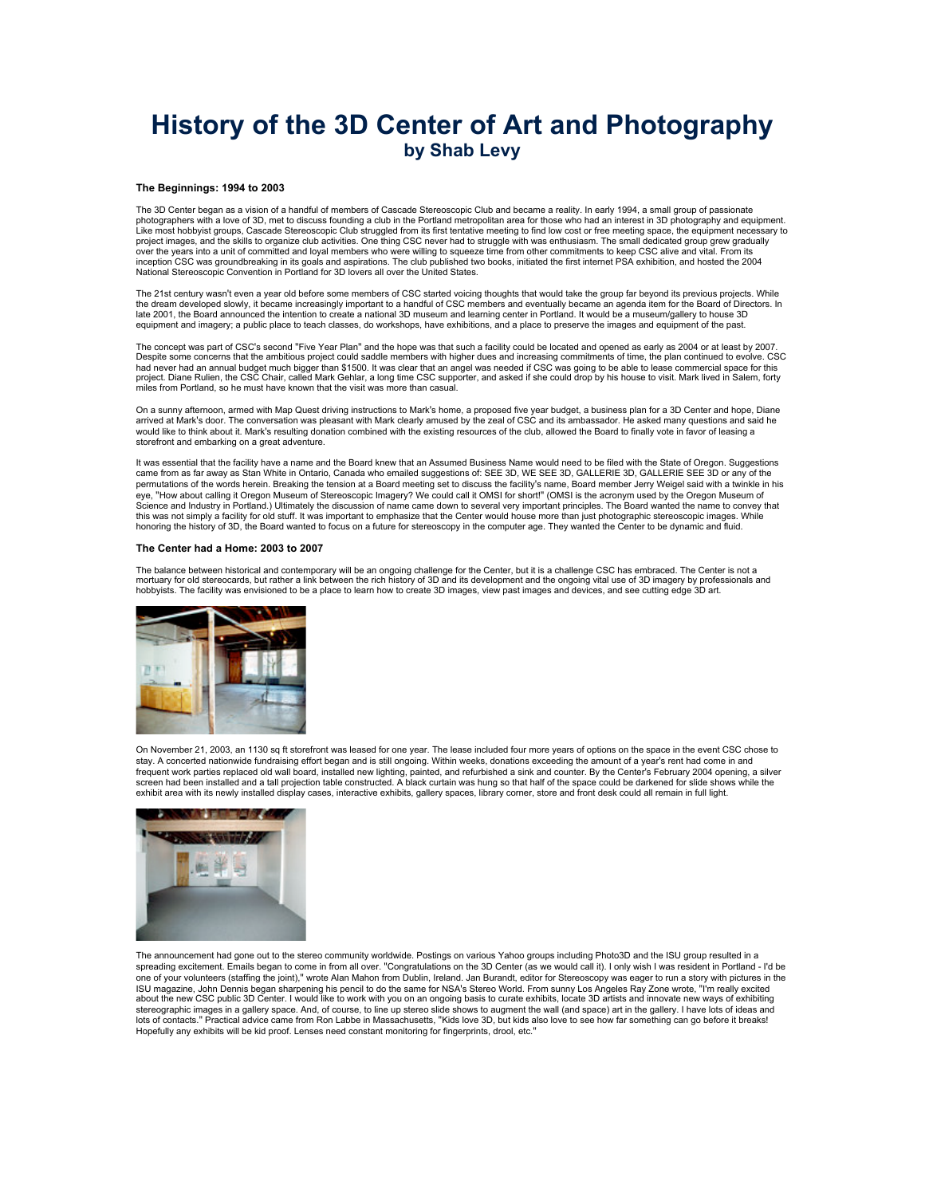# History of the 3D Center of Art and Photography

## by Shab Levy

### The Beginnings: 1994 to 2003

The 3D Center began as a vision of a handful of members of Cascade Stereoscopic Club and became a reality. In early 1994, a small group of passionate photographers with a love of 3D, met to discuss founding a club in the Portland metropolitan area for those who had an interest in 3D photography and equipment. Like most hobbyist groups, Cascade Stereoscopic Club struggled from its first tentative meeting to find low cost or free meeting space, the equipment necessary to project images, and the skills to organize club activities. One thing CSC never had to struggle with was enthusiasm. The small dedicated group grew gradually over the years into a unit of committed and loyal members who were willing to squeeze time from other commitments to keep CSC alive and vital. From its inception CSC was groundbreaking in its goals and aspirations. The club published two books, initiated the first internet PSA exhibition, and hosted the 2004 National Stereoscopic Convention in Portland for 3D lovers all over the United States.

The 21st century wasn't even a year old before some members of CSC started voicing thoughts that would take the group far beyond its previous projects. While the dream developed slowly, it became increasingly important to a handful of CSC members and eventually became an agenda item for the Board of Directors. In late 2001, the Board announced the intention to create a national 3D museum and learning center in Portland. It would be a museum/gallery to house 3D equipment and imagery; a public place to teach classes, do workshops, have exhibitions, and a place to preserve the images and equipment of the past.

The concept was part of CSC's second "Five Year Plan" and the hope was that such a facility could be located and opened as early as 2004 or at least by 2007. Despite some concerns that the ambitious project could saddle members with higher dues and increasing commitments of time, the plan continued to evolve. CSC had never had an annual budget much bigger than $1500. It was clear that an angel was needed if CSC was going to be able to lease commercial space for this project. Diane Rulien, the CSC Chair, called Mark Gehlar, a long time CSC supporter, and asked if she could drop by his house to visit. Mark lived in Salem, forty miles from Portland, so he must have known that the visit was more than casual.

On a sunny afternoon, armed with Map Quest driving instructions to Mark's home, a proposed five year budget, a business plan for a 3D Center and hope, Diane arrived at Mark's door. The conversation was pleasant with Mark clearly amused by the zeal of CSC and its ambassador. He asked many questions and said he would like to think about it. Mark's resulting donation combined with the existing resources of the club, allowed the Board to finally vote in favor of leasing a storefront and embarking on a great adventure.

It was essential that the facility have a name and the Board knew that an Assumed Business Name would need to be filed with the State of Oregon. Suggestions came from as far away as Stan White in Ontario, Canada who emailed suggestions of: SEE 3D, WE SEE 3D, GALLERIE 3D, GALLERIE SEE 3D or any of the permutations of the words herein. Breaking the tension at a Board meeting set to discuss the facility's name, Board member Jerry Weigel said with a twinkle in his eye, "How about calling it Oregon Museum of Stereoscopic Imagery? We could call it OMSI for short!" (OMSI is the acronym used by the Oregon Museum of Science and Industry in Portland.) Ultimately the discussion of name came down to several very important principles. The Board wanted the name to convey that this was not simply a facility for old stuff. It was important to emphasize that the Center would house more than just photographic stereoscopic images. While honoring the history of 3D, the Board wanted to focus on a future for stereoscopy in the computer age. They wanted the Center to be dynamic and fluid.

### The Center had a Home: 2003 to 2007

The balance between historical and contemporary will be an ongoing challenge for the Center, but it is a challenge CSC has embraced. The Center is not a mortuary for old stereocards, but rather a link between the rich history of 3D and its development and the ongoing vital use of 3D imagery by professionals and hobbyists. The facility was envisioned to be a place to learn how to create 3D images, view past images and devices, and see cutting edge 3D art.

On November 21, 2003, an 1130 sq ft storefront was leased for one year. The lease included four more years of options on the space in the event CSC chose to stay. A concerted nationwide fundraising effort began and is still ongoing. Within weeks, donations exceeding the amount of a year's rent had come in and frequent work parties replaced old wall board, installed new lighting, painted, and refurbished a sink and counter. By the Center's February 2004 opening, a silver screen had been installed and a tall projection table constructed. A black curtain was hung so that half of the space could be darkened for slide shows while the exhibit area with its newly installed display cases, interactive exhibits, gallery spaces, library corner, store and front desk could all remain in full light.

The announcement had gone out to the stereo community worldwide. Postings on various Yahoo groups including Photo3D and the ISU group resulted in a spreading excitement. Emails began to come in from all over. "Congratulations on the 3D Center (as we would call it). I only wish I was resident in Portland - I'd be one of your volunteers (staffing the joint)," wrote Alan Mahon from Dublin, Ireland. Jan Burandt, editor for Stereoscopy was eager to run a story with pictures in the ISU magazine, John Dennis began sharpening his pencil to do the same for NSA's Stereo World. From sunny Los Angeles Ray Zone wrote, "I'm really excited about the new CSC public 3D Center. I would like to work with you on an ongoing basis to curate exhibits, locate 3D artists and innovate new ways of exhibiting stereographic images in a gallery space. And, of course, to line up stereo slide shows to augment the wall (and space) art in the gallery. I have lots of ideas and lots of contacts." Practical advice came from Ron Labbe in Massachusetts, "Kids love 3D, but kids also love to see how far something can go before it breaks! Hopefully any exhibits will be kid proof. Lenses need constant monitoring for fingerprints, drool, etc."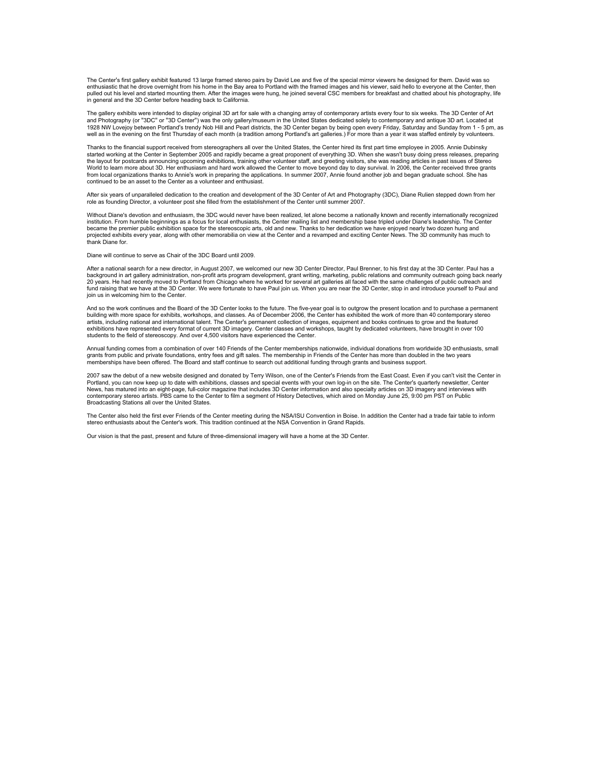The Center's first gallery exhibit featured 13 large framed stereo pairs by David Lee and five of the special mirror viewers he designed for them. David was so enthusiastic that he drove overnight from his home in the Bay area to Portland with the framed images and his viewer, said hello to everyone at the Center, then pulled out his level and started mounting them. After the images were hung, he joined several CSC members for breakfast and chatted about his photography, life in general and the 3D Center before heading back to California.

The gallery exhibits were intended to display original 3D art for sale with a changing array of contemporary artists every four to six weeks. The 3D Center of Art and Photography (or "3DC" or "3D Center") was the only gallery/museum in the United States dedicated solely to contemporary and antique 3D art. Located at 1928 NW Lovejoy between Portland's trendy Nob Hill and Pearl districts, the 3D Center began by being open every Friday, Saturday and Sunday from 1 - 5 pm, as well as in the evening on the first Thursday of each month (a tradition among Portland's art galleries.) For more than a year it was staffed entirely by volunteers.

Thanks to the financial support received from stereographers all over the United States, the Center hired its first part time employee in 2005. Annie Dubinsky started working at the Center in September 2005 and rapidly became a great proponent of everything 3D. When she wasn't busy doing press releases, preparing the layout for postcards announcing upcoming exhibitions, training other volunteer staff, and greeting visitors, she was reading articles in past issues of Stereo World to learn more about 3D. Her enthusiasm and hard work allowed the Center to move beyond day to day survival. In 2006, the Center received three grants from local organizations thanks to Annie's work in preparing the applications. In summer 2007, Annie found another job and began graduate school. She has continued to be an asset to the Center as a volunteer and enthusiast.

After six years of unparalleled dedication to the creation and development of the 3D Center of Art and Photography (3DC), Diane Rulien stepped down from her role as founding Director, a volunteer post she filled from the establishment of the Center until summer 2007.

Without Diane's devotion and enthusiasm, the 3DC would never have been realized, let alone become a nationally known and recently internationally recognized institution. From humble beginnings as a focus for local enthusiasts, the Center mailing list and membership base tripled under Diane's leadership. The Center became the premier public exhibition space for the stereoscopic arts, old and new. Thanks to her dedication we have enjoyed nearly two dozen hung and projected exhibits every year, along with other memorabilia on view at the Center and a revamped and exciting Center News. The 3D community has much to thank Diane for.

Diane will continue to serve as Chair of the 3DC Board until 2009.

After a national search for a new director, in August 2007, we welcomed our new 3D Center Director, Paul Brenner, to his first day at the 3D Center. Paul has a background in art gallery administration, non-profit arts program development, grant writing, marketing, public relations and community outreach going back nearly 20 years. He had recently moved to Portland from Chicago where he worked for several art galleries all faced with the same challenges of public outreach and fund raising that we have at the 3D Center. We were fortunate to have Paul join us. When you are near the 3D Center, stop in and introduce yourself to Paul and join us in welcoming him to the Center.

And so the work continues and the Board of the 3D Center looks to the future. The five-year goal is to outgrow the present location and to purchase a permanent building with more space for exhibits, workshops, and classes. As of December 2006, the Center has exhibited the work of more than 40 contemporary stereo artists, including national and international talent. The Center's permanent collection of images, equipment and books continues to grow and the featured exhibitions have represented every format of current 3D imagery. Center classes and workshops, taught by dedicated volunteers, have brought in over 100 students to the field of stereoscopy. And over 4,500 visitors have experienced the Center.

Annual funding comes from a combination of over 140 Friends of the Center memberships nationwide, individual donations from worldwide 3D enthusiasts, small grants from public and private foundations, entry fees and gift sales. The membership in Friends of the Center has more than doubled in the two years memberships have been offered. The Board and staff continue to search out additional funding through grants and business support.

2007 saw the debut of a new website designed and donated by Terry Wilson, one of the Center's Friends from the East Coast. Even if you can't visit the Center in Portland, you can now keep up to date with exhibitions, classes and special events with your own log-in on the site. The Center's quarterly newsletter, Center News, has matured into an eight-page, full-color magazine that includes 3D Center information and also specialty articles on 3D imagery and interviews with contemporary stereo artists. PBS came to the Center to film a segment of History Detectives, which aired on Monday June 25, 9:00 pm PST on Public Broadcasting Stations all over the United States.

The Center also held the first ever Friends of the Center meeting during the NSA/ISU Convention in Boise. In addition the Center had a trade fair table to inform stereo enthusiasts about the Center's work. This tradition continued at the NSA Convention in Grand Rapids.

Our vision is that the past, present and future of three-dimensional imagery will have a home at the 3D Center.